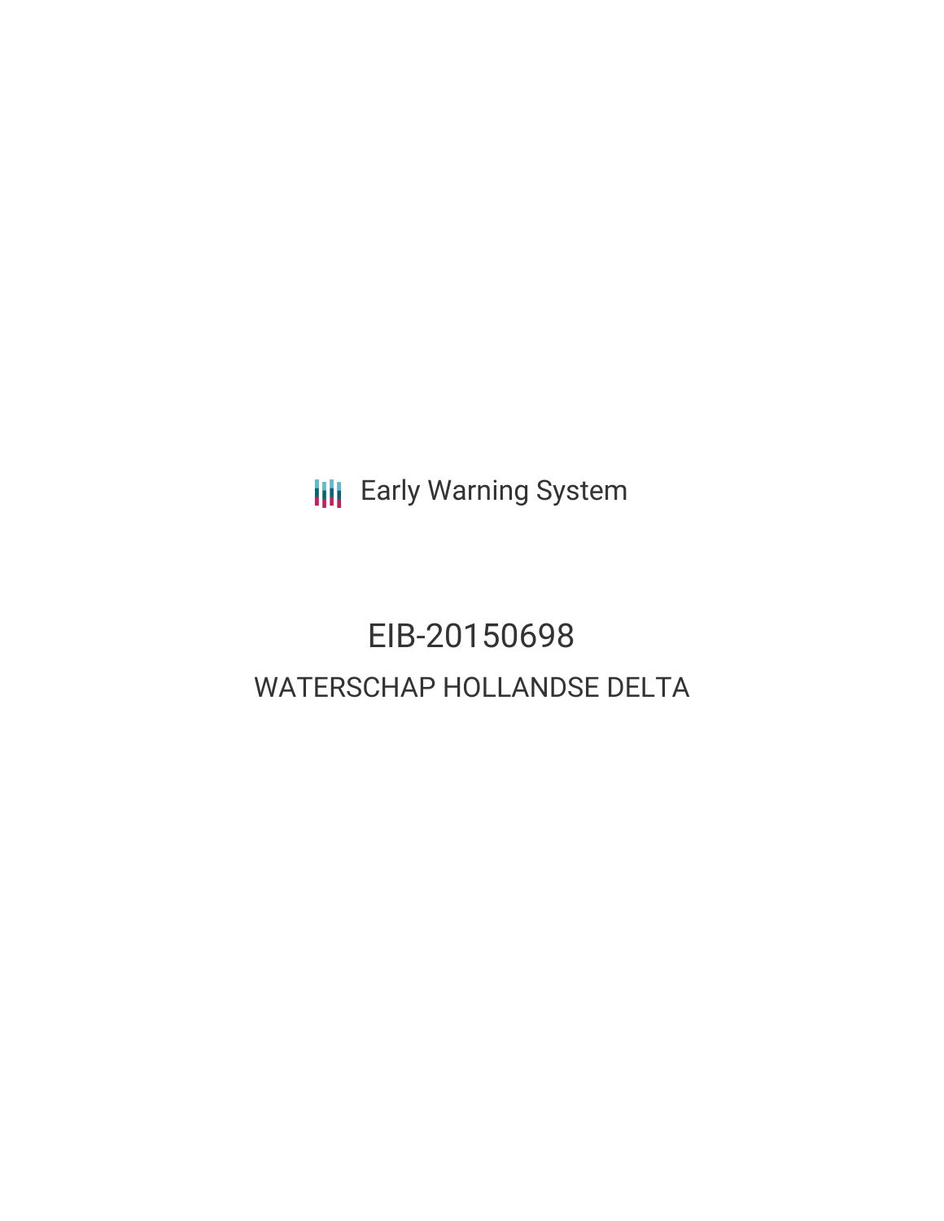Early Warning System

# EIB-20150698

## WATERSCHAP HOLLANDSE DELTA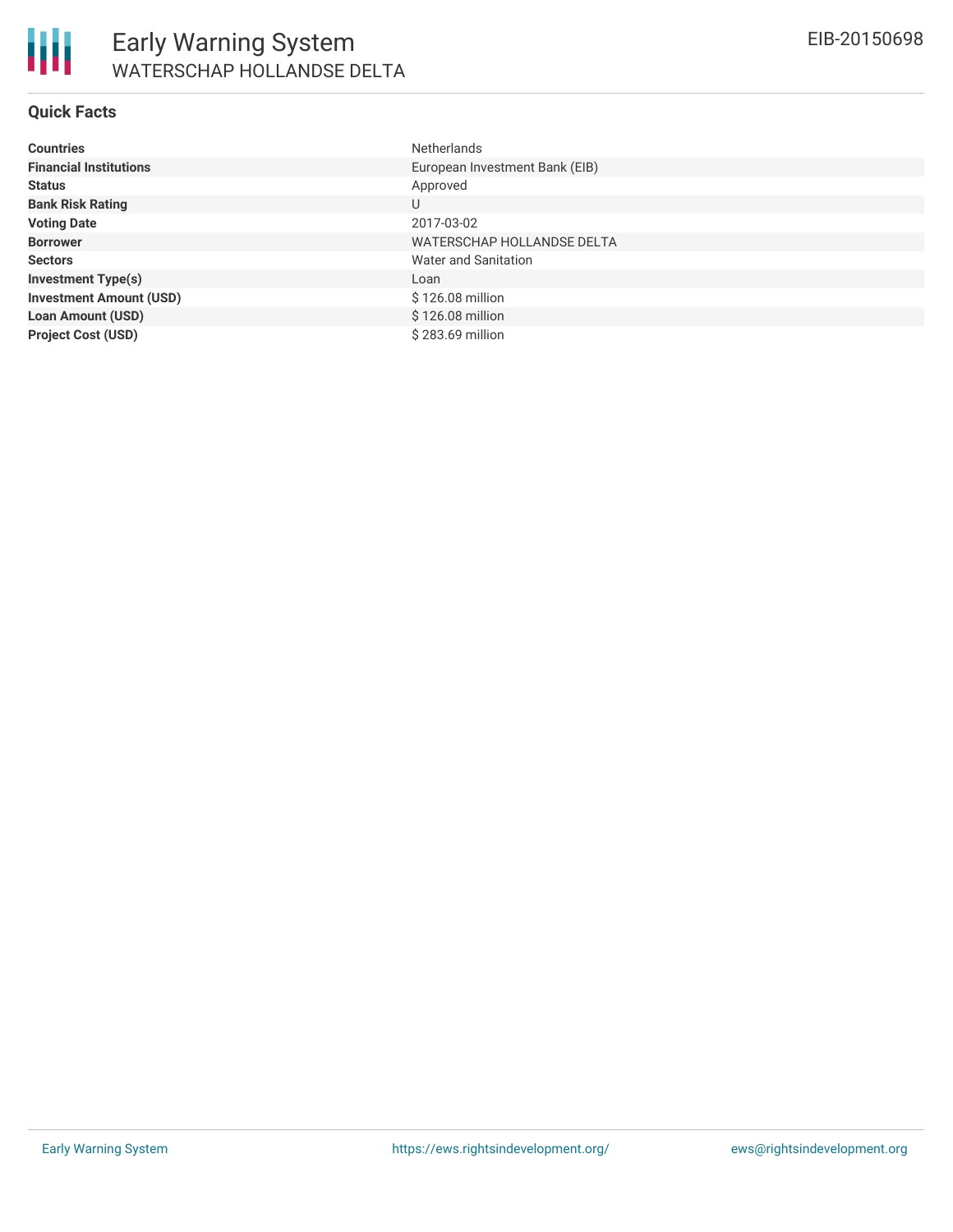## Quick Facts

| | |
|---|---|
| **Countries** | Netherlands |
| **Financial Institutions** | European Investment Bank (EIB) |
| **Status** | Approved |
| **Bank Risk Rating** | U |
| **Voting Date** | 2017-03-02 |
| **Borrower** | WATERSCHAP HOLLANDSE DELTA |
| **Sectors** | Water and Sanitation |
| **Investment Type(s)** | Loan |
| **Investment Amount (USD)** | $ 126.08 million |
| **Loan Amount (USD)** | $ 126.08 million |
| **Project Cost (USD)** | $ 283.69 million |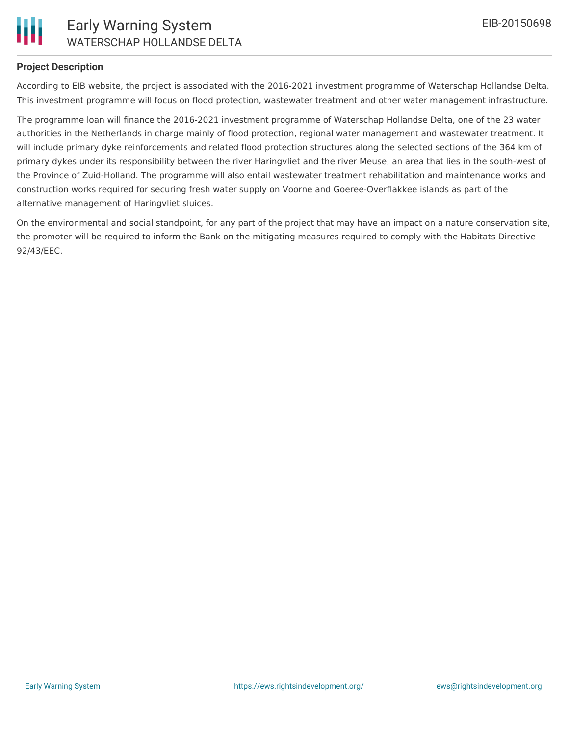## Project Description

According to EIB website, the project is associated with the 2016-2021 investment programme of Waterschap Hollandse Delta. This investment programme will focus on flood protection, wastewater treatment and other water management infrastructure.

The programme loan will finance the 2016-2021 investment programme of Waterschap Hollandse Delta, one of the 23 water authorities in the Netherlands in charge mainly of flood protection, regional water management and wastewater treatment. It will include primary dyke reinforcements and related flood protection structures along the selected sections of the 364 km of primary dykes under its responsibility between the river Haringvliet and the river Meuse, an area that lies in the south-west of the Province of Zuid-Holland. The programme will also entail wastewater treatment rehabilitation and maintenance works and construction works required for securing fresh water supply on Voorne and Goeree-Overflakkee islands as part of the alternative management of Haringvliet sluices.

On the environmental and social standpoint, for any part of the project that may have an impact on a nature conservation site, the promoter will be required to inform the Bank on the mitigating measures required to comply with the Habitats Directive 92/43/EEC.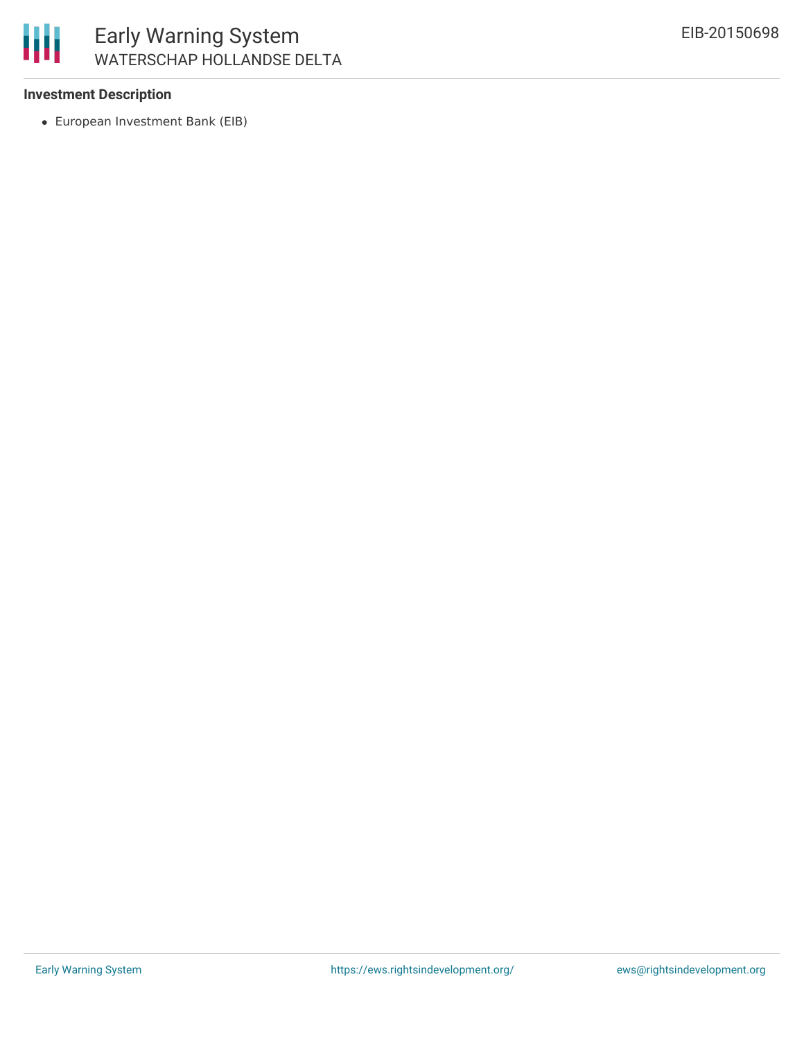**Investment Description**

- European Investment Bank (EIB)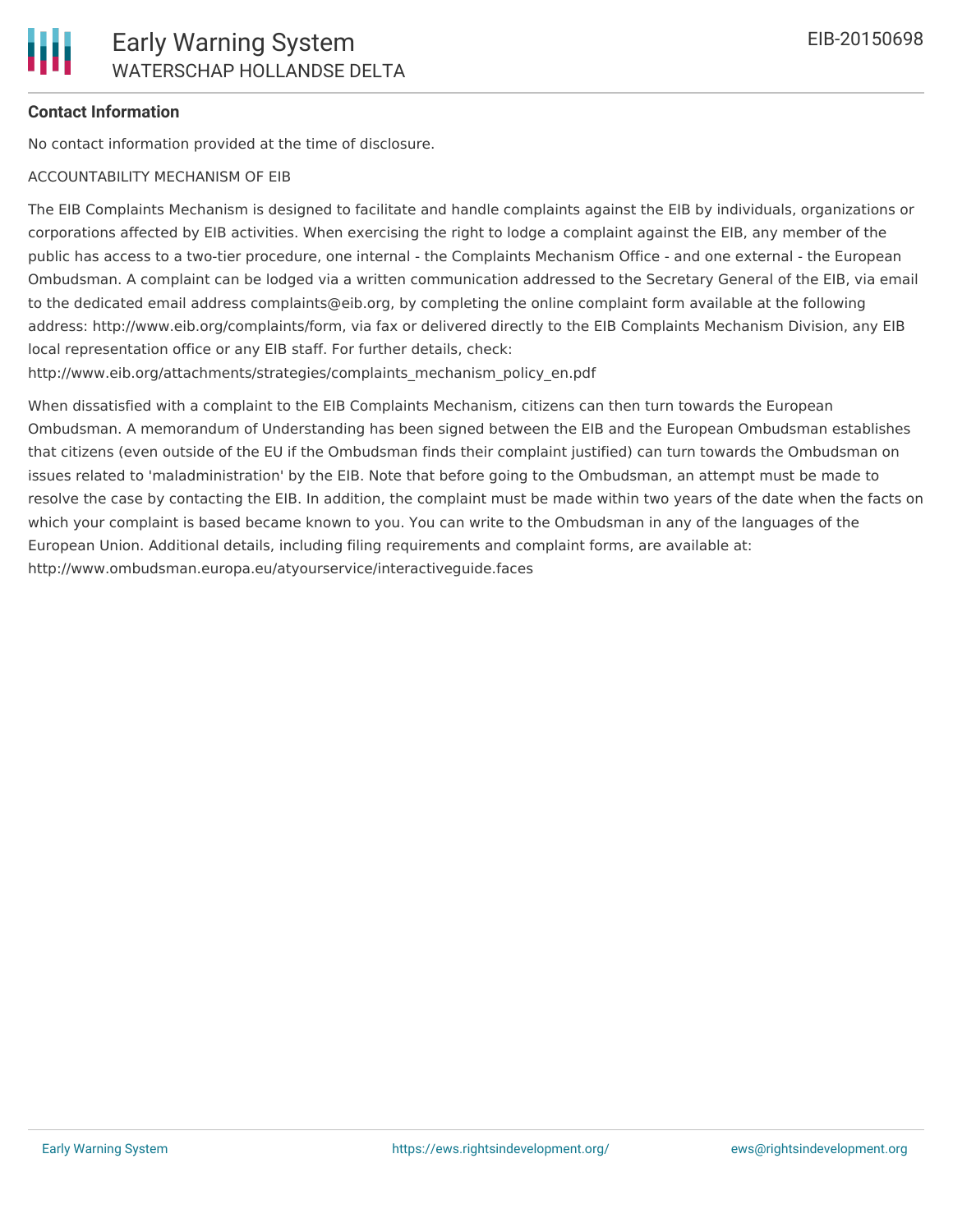**Contact Information**

No contact information provided at the time of disclosure.

ACCOUNTABILITY MECHANISM OF EIB

The EIB Complaints Mechanism is designed to facilitate and handle complaints against the EIB by individuals, organizations or corporations affected by EIB activities. When exercising the right to lodge a complaint against the EIB, any member of the public has access to a two-tier procedure, one internal - the Complaints Mechanism Office - and one external - the European Ombudsman. A complaint can be lodged via a written communication addressed to the Secretary General of the EIB, via email to the dedicated email address complaints@eib.org, by completing the online complaint form available at the following address: http://www.eib.org/complaints/form, via fax or delivered directly to the EIB Complaints Mechanism Division, any EIB local representation office or any EIB staff. For further details, check: http://www.eib.org/attachments/strategies/complaints_mechanism_policy_en.pdf

When dissatisfied with a complaint to the EIB Complaints Mechanism, citizens can then turn towards the European Ombudsman. A memorandum of Understanding has been signed between the EIB and the European Ombudsman establishes that citizens (even outside of the EU if the Ombudsman finds their complaint justified) can turn towards the Ombudsman on issues related to 'maladministration' by the EIB. Note that before going to the Ombudsman, an attempt must be made to resolve the case by contacting the EIB. In addition, the complaint must be made within two years of the date when the facts on which your complaint is based became known to you. You can write to the Ombudsman in any of the languages of the European Union. Additional details, including filing requirements and complaint forms, are available at: http://www.ombudsman.europa.eu/atyourservice/interactiveguide.faces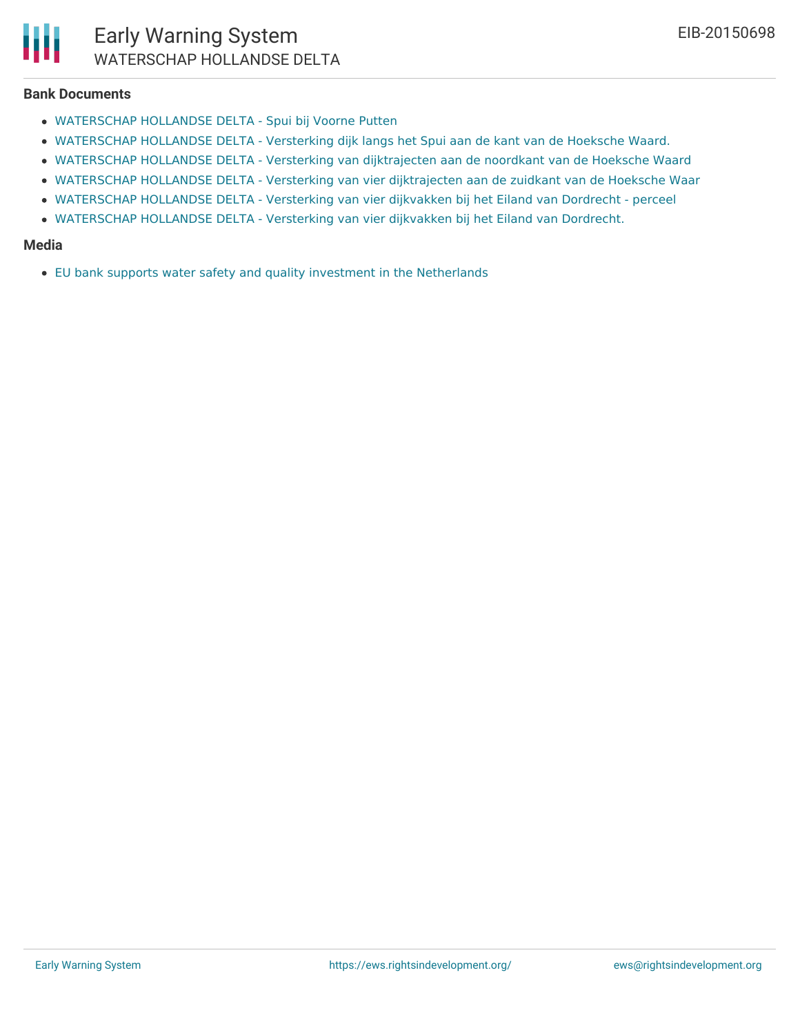### Bank Documents

- WATERSCHAP HOLLANDSE DELTA - Spui bij Voorne Putten
- WATERSCHAP HOLLANDSE DELTA - Versterking dijk langs het Spui aan de kant van de Hoeksche Waard.
- WATERSCHAP HOLLANDSE DELTA - Versterking van dijktrajecten aan de noordkant van de Hoeksche Waard
- WATERSCHAP HOLLANDSE DELTA - Versterking van vier dijktrajecten aan de zuidkant van de Hoeksche Waar
- WATERSCHAP HOLLANDSE DELTA - Versterking van vier dijkvakken bij het Eiland van Dordrecht - perceel
- WATERSCHAP HOLLANDSE DELTA - Versterking van vier dijkvakken bij het Eiland van Dordrecht.

### Media

- EU bank supports water safety and quality investment in the Netherlands